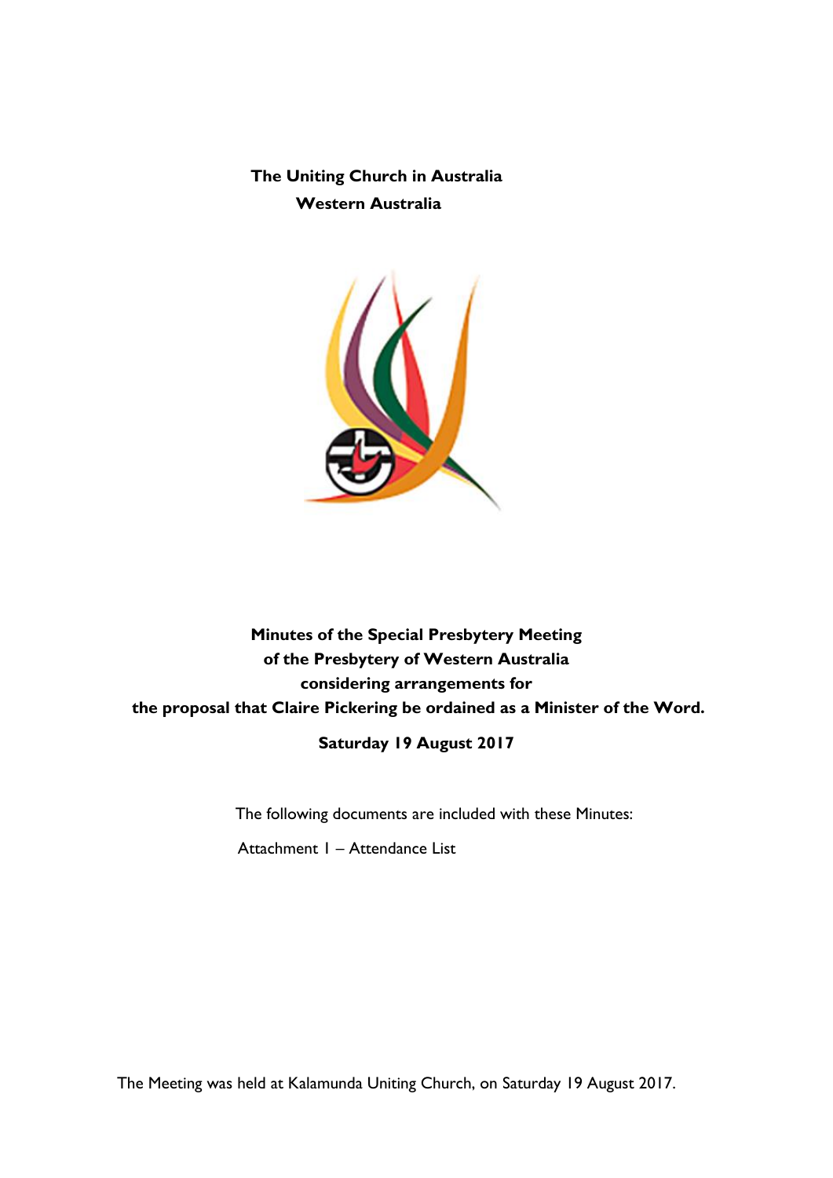**The Uniting Church in Australia**
**Western Australia**

# Minutes of the Special Presbytery Meeting of the Presbytery of Western Australia considering arrangements for the proposal that Claire Pickering be ordained as a Minister of the Word.

**Saturday 19 August 2017**

The following documents are included with these Minutes:

Attachment 1 – Attendance List

The Meeting was held at Kalamunda Uniting Church, on Saturday 19 August 2017.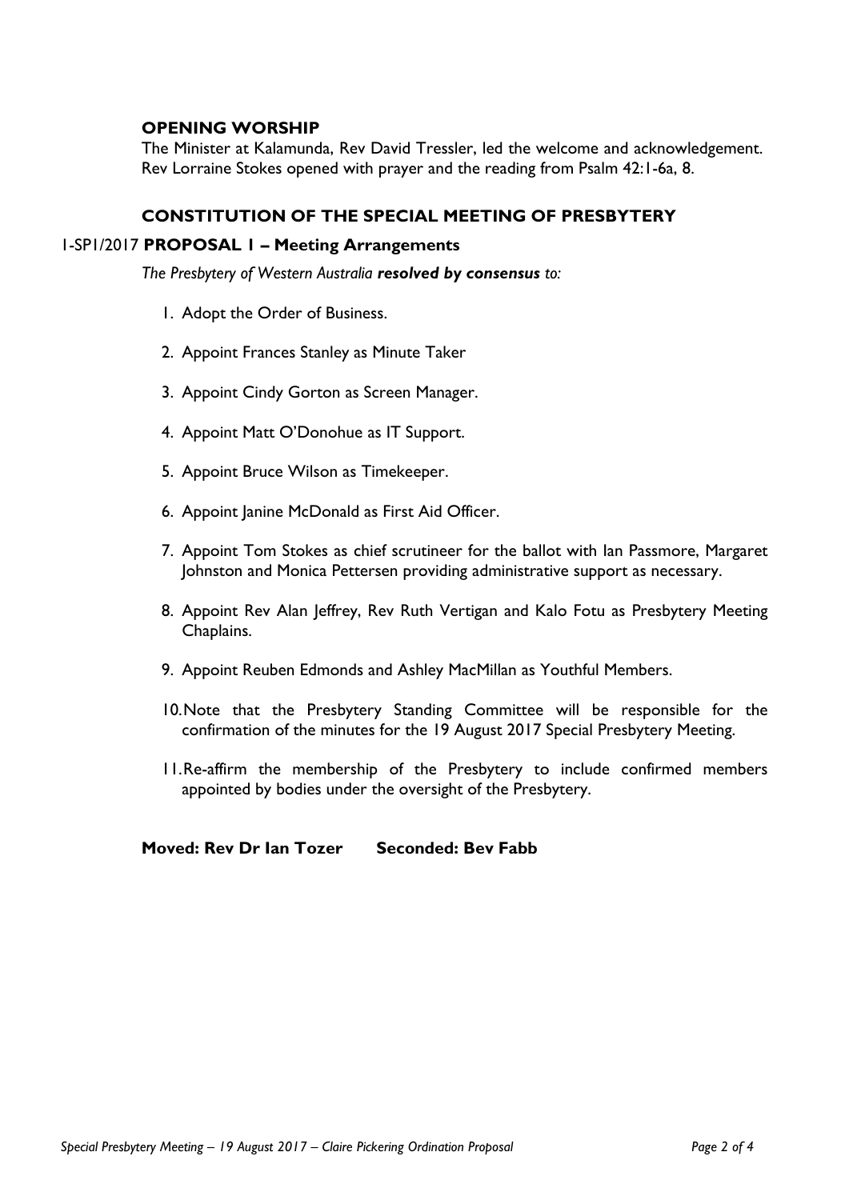## OPENING WORSHIP

The Minister at Kalamunda, Rev David Tressler, led the welcome and acknowledgement. Rev Lorraine Stokes opened with prayer and the reading from Psalm 42:1-6a, 8.

## CONSTITUTION OF THE SPECIAL MEETING OF PRESBYTERY

### 1-SP1/2017 PROPOSAL 1 – Meeting Arrangements

*The Presbytery of Western Australia **resolved by consensus** to:*

1. Adopt the Order of Business.
2. Appoint Frances Stanley as Minute Taker
3. Appoint Cindy Gorton as Screen Manager.
4. Appoint Matt O'Donohue as IT Support.
5. Appoint Bruce Wilson as Timekeeper.
6. Appoint Janine McDonald as First Aid Officer.
7. Appoint Tom Stokes as chief scrutineer for the ballot with Ian Passmore, Margaret Johnston and Monica Pettersen providing administrative support as necessary.
8. Appoint Rev Alan Jeffrey, Rev Ruth Vertigan and Kalo Fotu as Presbytery Meeting Chaplains.
9. Appoint Reuben Edmonds and Ashley MacMillan as Youthful Members.
10. Note that the Presbytery Standing Committee will be responsible for the confirmation of the minutes for the 19 August 2017 Special Presbytery Meeting.
11. Re-affirm the membership of the Presbytery to include confirmed members appointed by bodies under the oversight of the Presbytery.

**Moved: Rev Dr Ian Tozer    Seconded: Bev Fabb**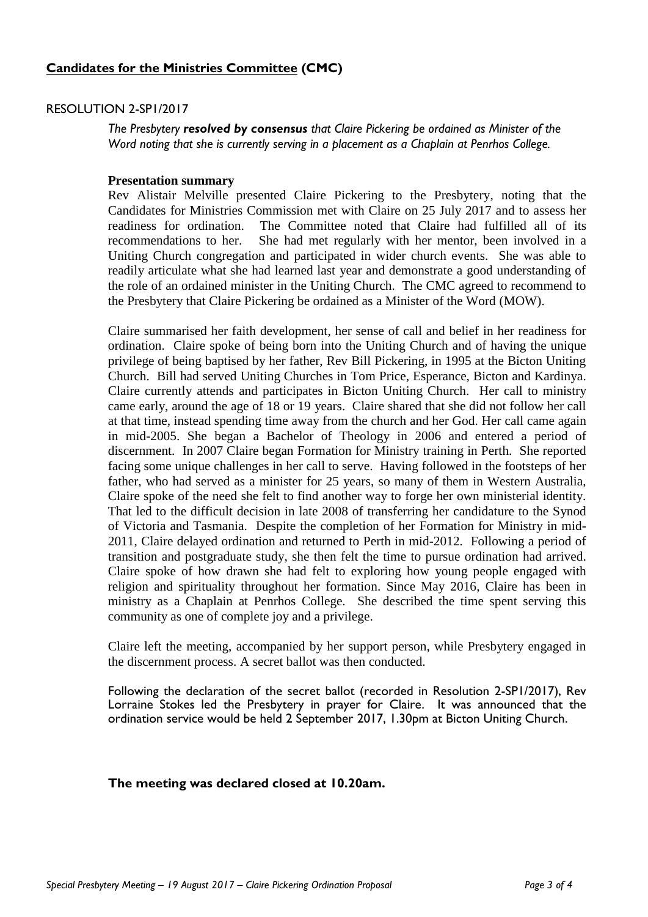## **Candidates for the Ministries Committee (CMC)**

RESOLUTION 2-SP1/2017

*The Presbytery* ***resolved by consensus*** *that Claire Pickering be ordained as Minister of the Word noting that she is currently serving in a placement as a Chaplain at Penrhos College.*

**Presentation summary**

Rev Alistair Melville presented Claire Pickering to the Presbytery, noting that the Candidates for Ministries Commission met with Claire on 25 July 2017 and to assess her readiness for ordination. The Committee noted that Claire had fulfilled all of its recommendations to her. She had met regularly with her mentor, been involved in a Uniting Church congregation and participated in wider church events. She was able to readily articulate what she had learned last year and demonstrate a good understanding of the role of an ordained minister in the Uniting Church. The CMC agreed to recommend to the Presbytery that Claire Pickering be ordained as a Minister of the Word (MOW).

Claire summarised her faith development, her sense of call and belief in her readiness for ordination. Claire spoke of being born into the Uniting Church and of having the unique privilege of being baptised by her father, Rev Bill Pickering, in 1995 at the Bicton Uniting Church. Bill had served Uniting Churches in Tom Price, Esperance, Bicton and Kardinya. Claire currently attends and participates in Bicton Uniting Church. Her call to ministry came early, around the age of 18 or 19 years. Claire shared that she did not follow her call at that time, instead spending time away from the church and her God. Her call came again in mid-2005. She began a Bachelor of Theology in 2006 and entered a period of discernment. In 2007 Claire began Formation for Ministry training in Perth. She reported facing some unique challenges in her call to serve. Having followed in the footsteps of her father, who had served as a minister for 25 years, so many of them in Western Australia, Claire spoke of the need she felt to find another way to forge her own ministerial identity. That led to the difficult decision in late 2008 of transferring her candidature to the Synod of Victoria and Tasmania. Despite the completion of her Formation for Ministry in mid-2011, Claire delayed ordination and returned to Perth in mid-2012. Following a period of transition and postgraduate study, she then felt the time to pursue ordination had arrived. Claire spoke of how drawn she had felt to exploring how young people engaged with religion and spirituality throughout her formation. Since May 2016, Claire has been in ministry as a Chaplain at Penrhos College. She described the time spent serving this community as one of complete joy and a privilege.

Claire left the meeting, accompanied by her support person, while Presbytery engaged in the discernment process. A secret ballot was then conducted.

Following the declaration of the secret ballot (recorded in Resolution 2-SP1/2017), Rev Lorraine Stokes led the Presbytery in prayer for Claire. It was announced that the ordination service would be held 2 September 2017, 1.30pm at Bicton Uniting Church.

**The meeting was declared closed at 10.20am.**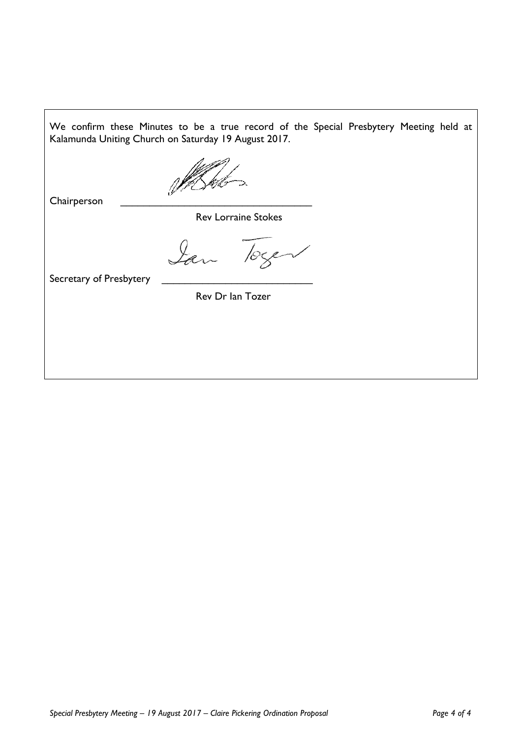We confirm these Minutes to be a true record of the Special Presbytery Meeting held at Kalamunda Uniting Church on Saturday 19 August 2017.

Chairperson \_\_\_\_\_\_\_\_\_\_\_\_\_\_\_\_\_\_\_\_\_\_\_\_\_\_\_\_\_\_\_\_\_\_

Rev Lorraine Stokes

Secretary of Presbytery \_\_\_\_\_\_\_\_\_\_\_\_\_\_\_\_\_\_\_\_\_\_\_\_\_\_

Rev Dr Ian Tozer